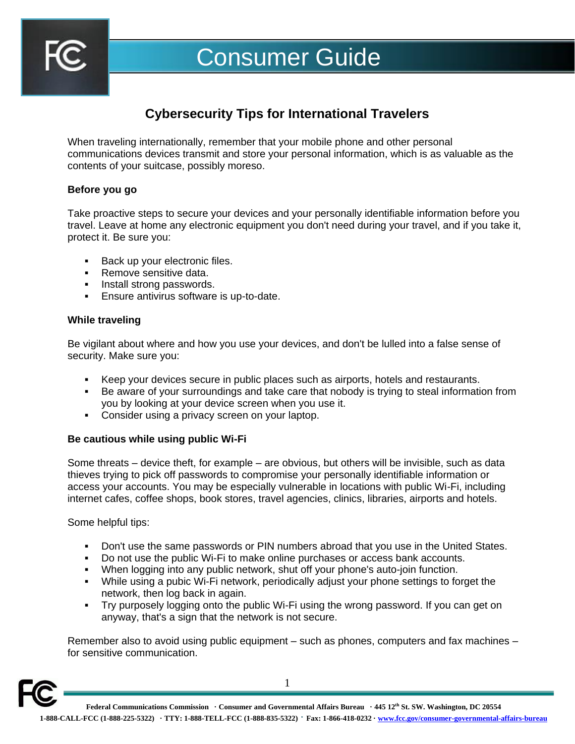# Consumer Guide

## Cybersecurity Tips for International Travelers

When traveling internationally, remember that your mobile phone and other personal communications devices transmit and store your personal information, which is as valuable as the contents of your suitcase, possibly moreso.

### Before you go

Take proactive steps to secure your devices and your personally identifiable information before you travel. Leave at home any electronic equipment you don't need during your travel, and if you take it, protect it. Be sure you:

- Back up your electronic files.
- Remove sensitive data.
- Install strong passwords.
- Ensure antivirus software is up-to-date.

### While traveling

Be vigilant about where and how you use your devices, and don't be lulled into a false sense of security. Make sure you:

- Keep your devices secure in public places such as airports, hotels and restaurants.
- Be aware of your surroundings and take care that nobody is trying to steal information from you by looking at your device screen when you use it.
- Consider using a privacy screen on your laptop.

### Be cautious while using public Wi-Fi

Some threats – device theft, for example – are obvious, but others will be invisible, such as data thieves trying to pick off passwords to compromise your personally identifiable information or access your accounts. You may be especially vulnerable in locations with public Wi-Fi, including internet cafes, coffee shops, book stores, travel agencies, clinics, libraries, airports and hotels.

Some helpful tips:

- Don't use the same passwords or PIN numbers abroad that you use in the United States.
- Do not use the public Wi-Fi to make online purchases or access bank accounts.
- When logging into any public network, shut off your phone's auto-join function.
- While using a pubic Wi-Fi network, periodically adjust your phone settings to forget the network, then log back in again.
- Try purposely logging onto the public Wi-Fi using the wrong password. If you can get on anyway, that's a sign that the network is not secure.

Remember also to avoid using public equipment – such as phones, computers and fax machines – for sensitive communication.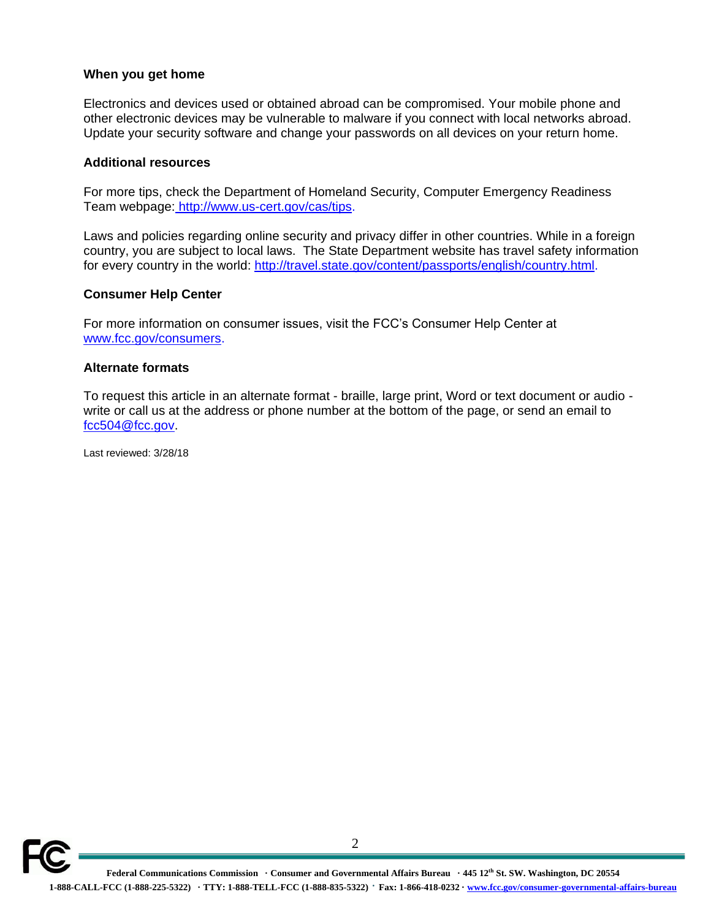## When you get home

Electronics and devices used or obtained abroad can be compromised. Your mobile phone and other electronic devices may be vulnerable to malware if you connect with local networks abroad. Update your security software and change your passwords on all devices on your return home.

## Additional resources

For more tips, check the Department of Homeland Security, Computer Emergency Readiness Team webpage: http://www.us-cert.gov/cas/tips.

Laws and policies regarding online security and privacy differ in other countries. While in a foreign country, you are subject to local laws. The State Department website has travel safety information for every country in the world: http://travel.state.gov/content/passports/english/country.html.

## Consumer Help Center

For more information on consumer issues, visit the FCC's Consumer Help Center at www.fcc.gov/consumers.

## Alternate formats

To request this article in an alternate format - braille, large print, Word or text document or audio - write or call us at the address or phone number at the bottom of the page, or send an email to fcc504@fcc.gov.

Last reviewed: 3/28/18